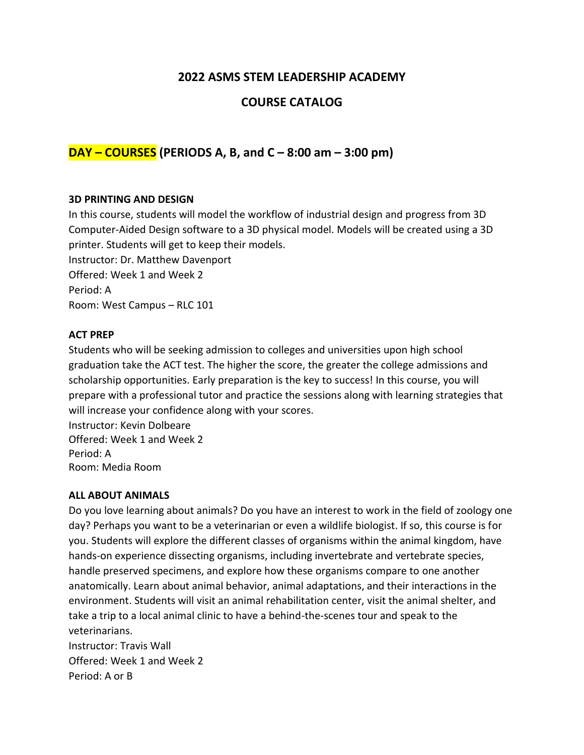# 2022 ASMS STEM LEADERSHIP ACADEMY

# COURSE CATALOG

## DAY – COURSES (PERIODS A, B, and C – 8:00 am – 3:00 pm)

**3D PRINTING AND DESIGN**

In this course, students will model the workflow of industrial design and progress from 3D Computer-Aided Design software to a 3D physical model. Models will be created using a 3D printer. Students will get to keep their models.
Instructor: Dr. Matthew Davenport
Offered: Week 1 and Week 2
Period: A
Room: West Campus – RLC 101

**ACT PREP**

Students who will be seeking admission to colleges and universities upon high school graduation take the ACT test. The higher the score, the greater the college admissions and scholarship opportunities. Early preparation is the key to success! In this course, you will prepare with a professional tutor and practice the sessions along with learning strategies that will increase your confidence along with your scores.
Instructor: Kevin Dolbeare
Offered: Week 1 and Week 2
Period: A
Room: Media Room

**ALL ABOUT ANIMALS**

Do you love learning about animals? Do you have an interest to work in the field of zoology one day? Perhaps you want to be a veterinarian or even a wildlife biologist. If so, this course is for you. Students will explore the different classes of organisms within the animal kingdom, have hands-on experience dissecting organisms, including invertebrate and vertebrate species, handle preserved specimens, and explore how these organisms compare to one another anatomically. Learn about animal behavior, animal adaptations, and their interactions in the environment. Students will visit an animal rehabilitation center, visit the animal shelter, and take a trip to a local animal clinic to have a behind-the-scenes tour and speak to the veterinarians.
Instructor: Travis Wall
Offered: Week 1 and Week 2
Period: A or B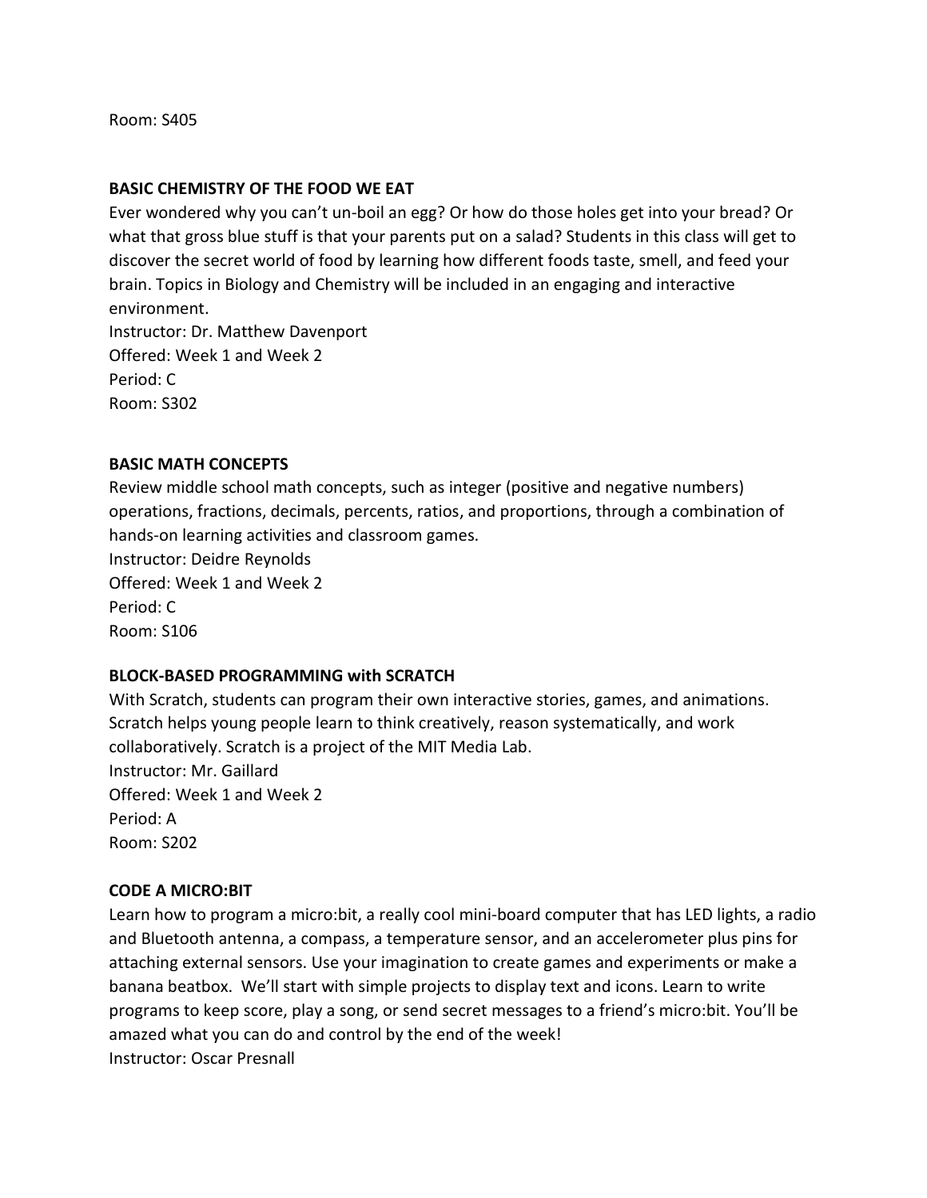Room: S405

**BASIC CHEMISTRY OF THE FOOD WE EAT**

Ever wondered why you can't un-boil an egg? Or how do those holes get into your bread? Or what that gross blue stuff is that your parents put on a salad? Students in this class will get to discover the secret world of food by learning how different foods taste, smell, and feed your brain. Topics in Biology and Chemistry will be included in an engaging and interactive environment.

Instructor: Dr. Matthew Davenport
Offered: Week 1 and Week 2
Period: C
Room: S302

**BASIC MATH CONCEPTS**

Review middle school math concepts, such as integer (positive and negative numbers) operations, fractions, decimals, percents, ratios, and proportions, through a combination of hands-on learning activities and classroom games.

Instructor: Deidre Reynolds
Offered: Week 1 and Week 2
Period: C
Room: S106

**BLOCK-BASED PROGRAMMING with SCRATCH**

With Scratch, students can program their own interactive stories, games, and animations. Scratch helps young people learn to think creatively, reason systematically, and work collaboratively. Scratch is a project of the MIT Media Lab.

Instructor: Mr. Gaillard
Offered: Week 1 and Week 2
Period: A
Room: S202

**CODE A MICRO:BIT**

Learn how to program a micro:bit, a really cool mini-board computer that has LED lights, a radio and Bluetooth antenna, a compass, a temperature sensor, and an accelerometer plus pins for attaching external sensors. Use your imagination to create games and experiments or make a banana beatbox. We'll start with simple projects to display text and icons. Learn to write programs to keep score, play a song, or send secret messages to a friend's micro:bit. You'll be amazed what you can do and control by the end of the week!

Instructor: Oscar Presnall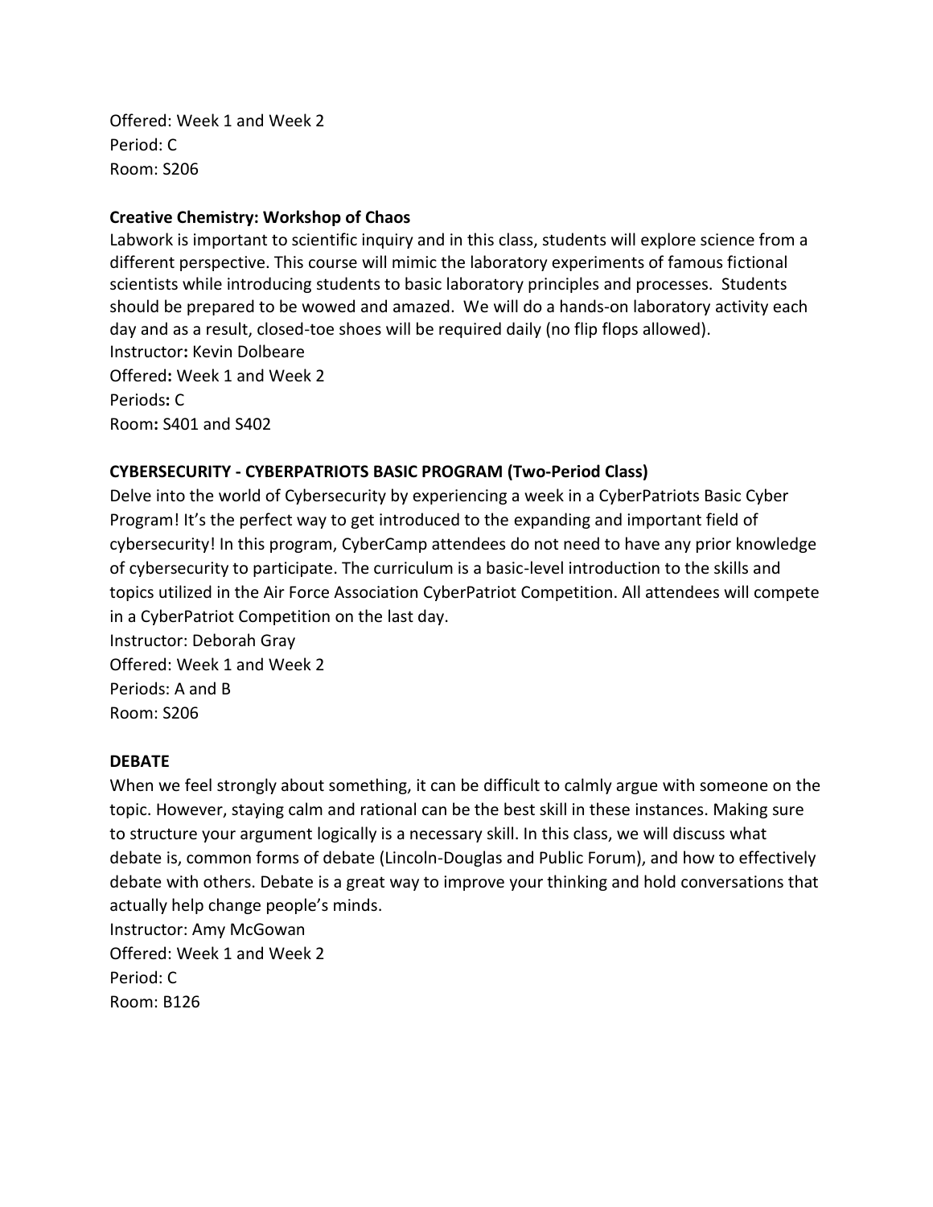Offered: Week 1 and Week 2
Period: C
Room: S206

**Creative Chemistry: Workshop of Chaos**

Labwork is important to scientific inquiry and in this class, students will explore science from a different perspective. This course will mimic the laboratory experiments of famous fictional scientists while introducing students to basic laboratory principles and processes. Students should be prepared to be wowed and amazed. We will do a hands-on laboratory activity each day and as a result, closed-toe shoes will be required daily (no flip flops allowed).
Instructor**:** Kevin Dolbeare
Offered**:** Week 1 and Week 2
Periods**:** C
Room**:** S401 and S402

**CYBERSECURITY - CYBERPATRIOTS BASIC PROGRAM (Two-Period Class)**

Delve into the world of Cybersecurity by experiencing a week in a CyberPatriots Basic Cyber Program! It's the perfect way to get introduced to the expanding and important field of cybersecurity! In this program, CyberCamp attendees do not need to have any prior knowledge of cybersecurity to participate. The curriculum is a basic-level introduction to the skills and topics utilized in the Air Force Association CyberPatriot Competition. All attendees will compete in a CyberPatriot Competition on the last day.
Instructor: Deborah Gray
Offered: Week 1 and Week 2
Periods: A and B
Room: S206

**DEBATE**

When we feel strongly about something, it can be difficult to calmly argue with someone on the topic. However, staying calm and rational can be the best skill in these instances. Making sure to structure your argument logically is a necessary skill. In this class, we will discuss what debate is, common forms of debate (Lincoln-Douglas and Public Forum), and how to effectively debate with others. Debate is a great way to improve your thinking and hold conversations that actually help change people's minds.
Instructor: Amy McGowan
Offered: Week 1 and Week 2
Period: C
Room: B126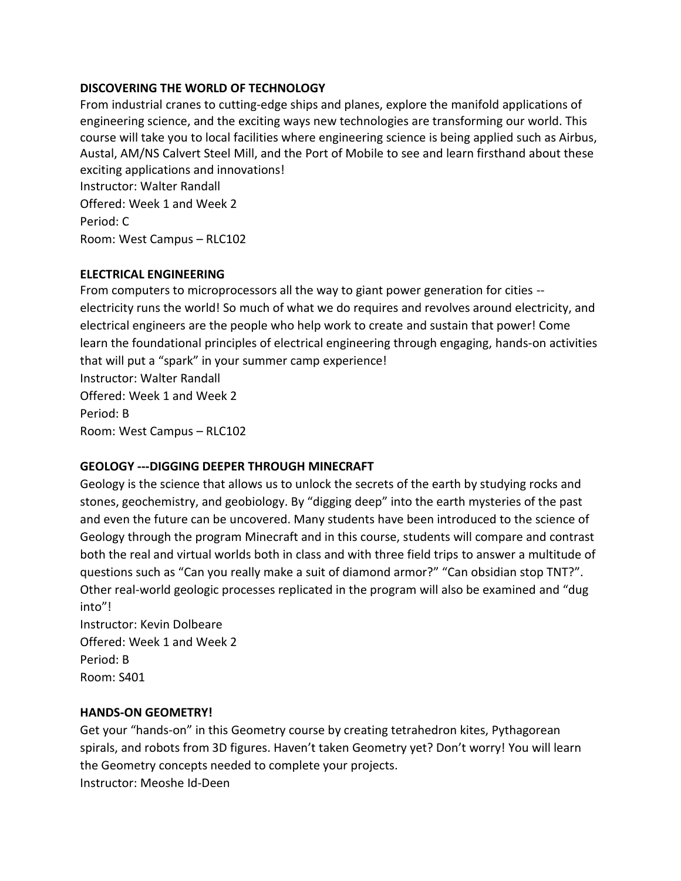**DISCOVERING THE WORLD OF TECHNOLOGY**

From industrial cranes to cutting-edge ships and planes, explore the manifold applications of engineering science, and the exciting ways new technologies are transforming our world. This course will take you to local facilities where engineering science is being applied such as Airbus, Austal, AM/NS Calvert Steel Mill, and the Port of Mobile to see and learn firsthand about these exciting applications and innovations!

Instructor: Walter Randall
Offered: Week 1 and Week 2
Period: C
Room: West Campus – RLC102

**ELECTRICAL ENGINEERING**

From computers to microprocessors all the way to giant power generation for cities -- electricity runs the world! So much of what we do requires and revolves around electricity, and electrical engineers are the people who help work to create and sustain that power! Come learn the foundational principles of electrical engineering through engaging, hands-on activities that will put a "spark" in your summer camp experience!

Instructor: Walter Randall
Offered: Week 1 and Week 2
Period: B
Room: West Campus – RLC102

**GEOLOGY ---DIGGING DEEPER THROUGH MINECRAFT**

Geology is the science that allows us to unlock the secrets of the earth by studying rocks and stones, geochemistry, and geobiology. By "digging deep" into the earth mysteries of the past and even the future can be uncovered. Many students have been introduced to the science of Geology through the program Minecraft and in this course, students will compare and contrast both the real and virtual worlds both in class and with three field trips to answer a multitude of questions such as "Can you really make a suit of diamond armor?" "Can obsidian stop TNT?". Other real-world geologic processes replicated in the program will also be examined and "dug into"!

Instructor: Kevin Dolbeare
Offered: Week 1 and Week 2
Period: B
Room: S401

**HANDS-ON GEOMETRY!**

Get your "hands-on" in this Geometry course by creating tetrahedron kites, Pythagorean spirals, and robots from 3D figures. Haven't taken Geometry yet? Don't worry! You will learn the Geometry concepts needed to complete your projects.

Instructor: Meoshe Id-Deen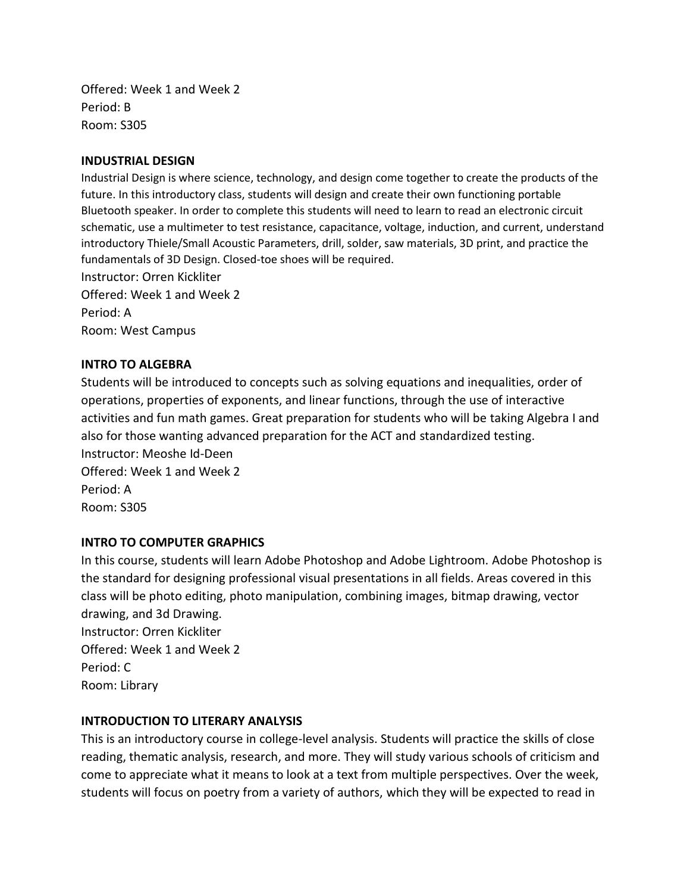Offered: Week 1 and Week 2
Period: B
Room: S305

**INDUSTRIAL DESIGN**

Industrial Design is where science, technology, and design come together to create the products of the future. In this introductory class, students will design and create their own functioning portable Bluetooth speaker. In order to complete this students will need to learn to read an electronic circuit schematic, use a multimeter to test resistance, capacitance, voltage, induction, and current, understand introductory Thiele/Small Acoustic Parameters, drill, solder, saw materials, 3D print, and practice the fundamentals of 3D Design. Closed-toe shoes will be required.
Instructor: Orren Kickliter
Offered: Week 1 and Week 2
Period: A
Room: West Campus

**INTRO TO ALGEBRA**

Students will be introduced to concepts such as solving equations and inequalities, order of operations, properties of exponents, and linear functions, through the use of interactive activities and fun math games. Great preparation for students who will be taking Algebra I and also for those wanting advanced preparation for the ACT and standardized testing.
Instructor: Meoshe Id-Deen
Offered: Week 1 and Week 2
Period: A
Room: S305

**INTRO TO COMPUTER GRAPHICS**

In this course, students will learn Adobe Photoshop and Adobe Lightroom. Adobe Photoshop is the standard for designing professional visual presentations in all fields. Areas covered in this class will be photo editing, photo manipulation, combining images, bitmap drawing, vector drawing, and 3d Drawing.
Instructor: Orren Kickliter
Offered: Week 1 and Week 2
Period: C
Room: Library

**INTRODUCTION TO LITERARY ANALYSIS**

This is an introductory course in college-level analysis. Students will practice the skills of close reading, thematic analysis, research, and more. They will study various schools of criticism and come to appreciate what it means to look at a text from multiple perspectives. Over the week, students will focus on poetry from a variety of authors, which they will be expected to read in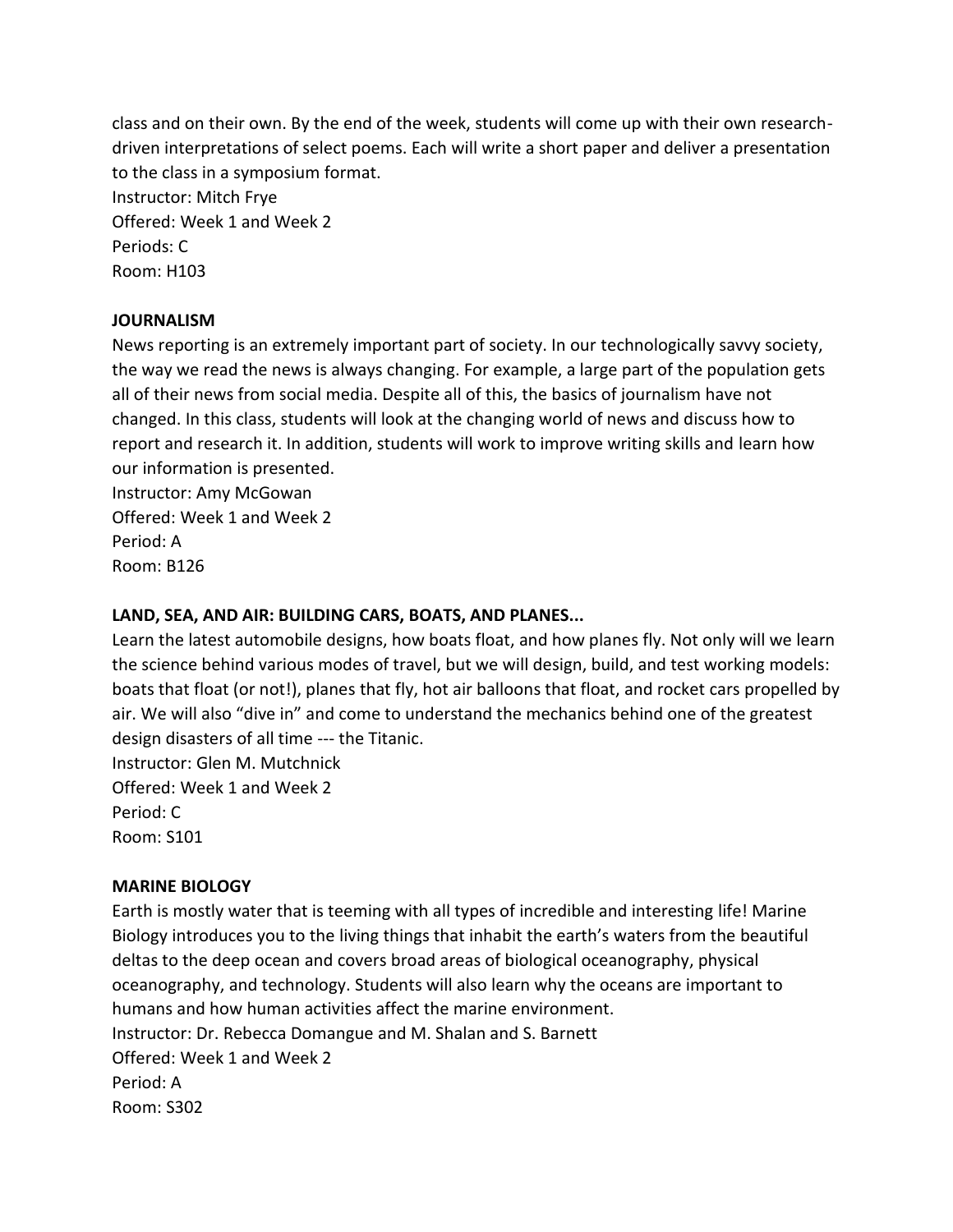class and on their own. By the end of the week, students will come up with their own research-driven interpretations of select poems. Each will write a short paper and deliver a presentation to the class in a symposium format.
Instructor: Mitch Frye
Offered: Week 1 and Week 2
Periods: C
Room: H103

**JOURNALISM**

News reporting is an extremely important part of society. In our technologically savvy society, the way we read the news is always changing. For example, a large part of the population gets all of their news from social media. Despite all of this, the basics of journalism have not changed. In this class, students will look at the changing world of news and discuss how to report and research it. In addition, students will work to improve writing skills and learn how our information is presented.
Instructor: Amy McGowan
Offered: Week 1 and Week 2
Period: A
Room: B126

**LAND, SEA, AND AIR: BUILDING CARS, BOATS, AND PLANES...**

Learn the latest automobile designs, how boats float, and how planes fly. Not only will we learn the science behind various modes of travel, but we will design, build, and test working models: boats that float (or not!), planes that fly, hot air balloons that float, and rocket cars propelled by air. We will also "dive in" and come to understand the mechanics behind one of the greatest design disasters of all time --- the Titanic.
Instructor: Glen M. Mutchnick
Offered: Week 1 and Week 2
Period: C
Room: S101

**MARINE BIOLOGY**

Earth is mostly water that is teeming with all types of incredible and interesting life! Marine Biology introduces you to the living things that inhabit the earth's waters from the beautiful deltas to the deep ocean and covers broad areas of biological oceanography, physical oceanography, and technology. Students will also learn why the oceans are important to humans and how human activities affect the marine environment.
Instructor: Dr. Rebecca Domangue and M. Shalan and S. Barnett
Offered: Week 1 and Week 2
Period: A
Room: S302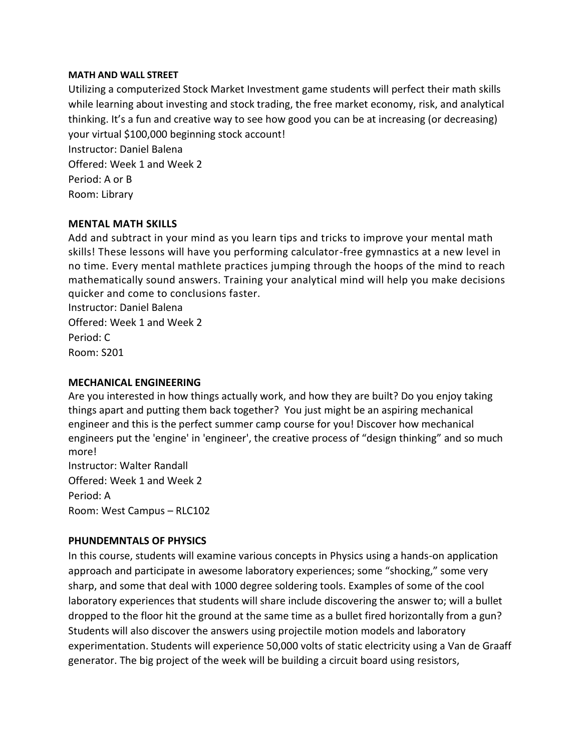**MATH AND WALL STREET**

Utilizing a computerized Stock Market Investment game students will perfect their math skills while learning about investing and stock trading, the free market economy, risk, and analytical thinking. It's a fun and creative way to see how good you can be at increasing (or decreasing) your virtual $100,000 beginning stock account!

Instructor: Daniel Balena
Offered: Week 1 and Week 2
Period: A or B
Room: Library

**MENTAL MATH SKILLS**

Add and subtract in your mind as you learn tips and tricks to improve your mental math skills! These lessons will have you performing calculator-free gymnastics at a new level in no time. Every mental mathlete practices jumping through the hoops of the mind to reach mathematically sound answers. Training your analytical mind will help you make decisions quicker and come to conclusions faster.

Instructor: Daniel Balena
Offered: Week 1 and Week 2
Period: C
Room: S201

**MECHANICAL ENGINEERING**

Are you interested in how things actually work, and how they are built? Do you enjoy taking things apart and putting them back together? You just might be an aspiring mechanical engineer and this is the perfect summer camp course for you! Discover how mechanical engineers put the 'engine' in 'engineer', the creative process of "design thinking" and so much more!

Instructor: Walter Randall
Offered: Week 1 and Week 2
Period: A
Room: West Campus – RLC102

**PHUNDEMNTALS OF PHYSICS**

In this course, students will examine various concepts in Physics using a hands-on application approach and participate in awesome laboratory experiences; some "shocking," some very sharp, and some that deal with 1000 degree soldering tools. Examples of some of the cool laboratory experiences that students will share include discovering the answer to; will a bullet dropped to the floor hit the ground at the same time as a bullet fired horizontally from a gun? Students will also discover the answers using projectile motion models and laboratory experimentation. Students will experience 50,000 volts of static electricity using a Van de Graaff generator. The big project of the week will be building a circuit board using resistors,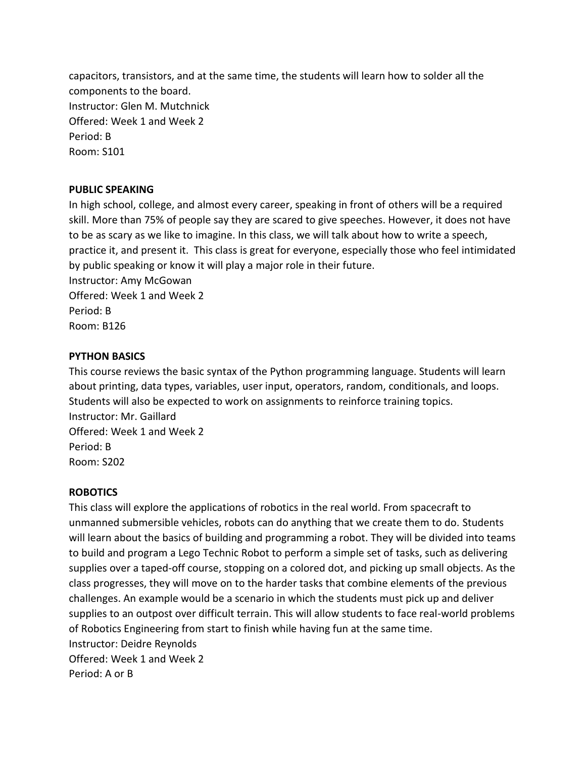capacitors, transistors, and at the same time, the students will learn how to solder all the components to the board.
Instructor: Glen M. Mutchnick
Offered: Week 1 and Week 2
Period: B
Room: S101

**PUBLIC SPEAKING**

In high school, college, and almost every career, speaking in front of others will be a required skill. More than 75% of people say they are scared to give speeches. However, it does not have to be as scary as we like to imagine. In this class, we will talk about how to write a speech, practice it, and present it. This class is great for everyone, especially those who feel intimidated by public speaking or know it will play a major role in their future.
Instructor: Amy McGowan
Offered: Week 1 and Week 2
Period: B
Room: B126

**PYTHON BASICS**

This course reviews the basic syntax of the Python programming language. Students will learn about printing, data types, variables, user input, operators, random, conditionals, and loops. Students will also be expected to work on assignments to reinforce training topics.
Instructor: Mr. Gaillard
Offered: Week 1 and Week 2
Period: B
Room: S202

**ROBOTICS**

This class will explore the applications of robotics in the real world. From spacecraft to unmanned submersible vehicles, robots can do anything that we create them to do. Students will learn about the basics of building and programming a robot. They will be divided into teams to build and program a Lego Technic Robot to perform a simple set of tasks, such as delivering supplies over a taped-off course, stopping on a colored dot, and picking up small objects. As the class progresses, they will move on to the harder tasks that combine elements of the previous challenges. An example would be a scenario in which the students must pick up and deliver supplies to an outpost over difficult terrain. This will allow students to face real-world problems of Robotics Engineering from start to finish while having fun at the same time.
Instructor: Deidre Reynolds
Offered: Week 1 and Week 2
Period: A or B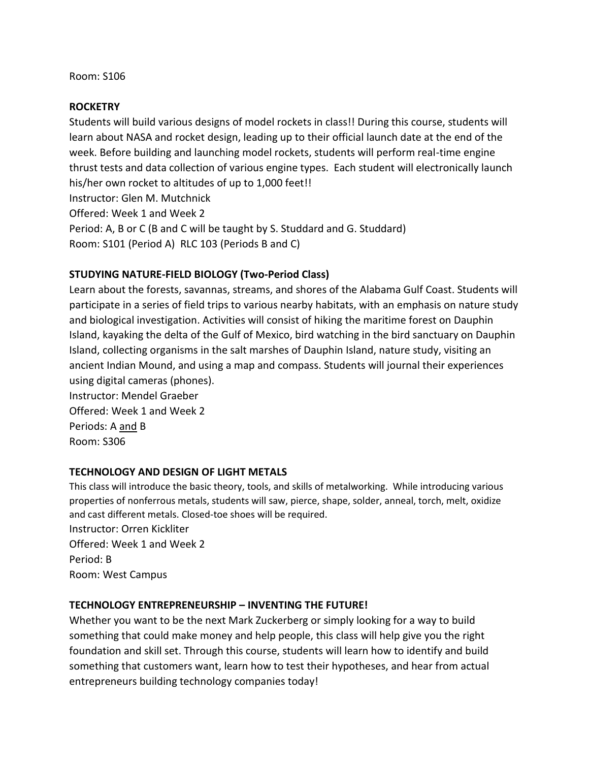Room: S106

**ROCKETRY**

Students will build various designs of model rockets in class!! During this course, students will learn about NASA and rocket design, leading up to their official launch date at the end of the week. Before building and launching model rockets, students will perform real-time engine thrust tests and data collection of various engine types. Each student will electronically launch his/her own rocket to altitudes of up to 1,000 feet!!
Instructor: Glen M. Mutchnick
Offered: Week 1 and Week 2
Period: A, B or C (B and C will be taught by S. Studdard and G. Studdard)
Room: S101 (Period A) RLC 103 (Periods B and C)

**STUDYING NATURE-FIELD BIOLOGY (Two-Period Class)**

Learn about the forests, savannas, streams, and shores of the Alabama Gulf Coast. Students will participate in a series of field trips to various nearby habitats, with an emphasis on nature study and biological investigation. Activities will consist of hiking the maritime forest on Dauphin Island, kayaking the delta of the Gulf of Mexico, bird watching in the bird sanctuary on Dauphin Island, collecting organisms in the salt marshes of Dauphin Island, nature study, visiting an ancient Indian Mound, and using a map and compass. Students will journal their experiences using digital cameras (phones).
Instructor: Mendel Graeber
Offered: Week 1 and Week 2
Periods: A and B
Room: S306

**TECHNOLOGY AND DESIGN OF LIGHT METALS**

This class will introduce the basic theory, tools, and skills of metalworking. While introducing various properties of nonferrous metals, students will saw, pierce, shape, solder, anneal, torch, melt, oxidize and cast different metals. Closed-toe shoes will be required.
Instructor: Orren Kickliter
Offered: Week 1 and Week 2
Period: B
Room: West Campus

**TECHNOLOGY ENTREPRENEURSHIP – INVENTING THE FUTURE!**

Whether you want to be the next Mark Zuckerberg or simply looking for a way to build something that could make money and help people, this class will help give you the right foundation and skill set. Through this course, students will learn how to identify and build something that customers want, learn how to test their hypotheses, and hear from actual entrepreneurs building technology companies today!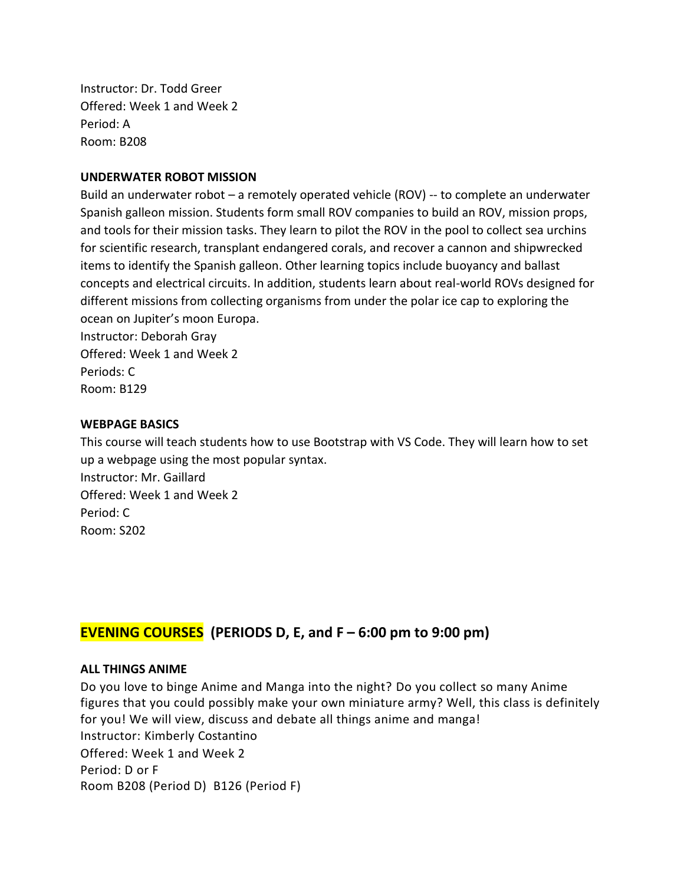Instructor: Dr. Todd Greer
Offered: Week 1 and Week 2
Period: A
Room: B208

**UNDERWATER ROBOT MISSION**

Build an underwater robot – a remotely operated vehicle (ROV) -- to complete an underwater Spanish galleon mission. Students form small ROV companies to build an ROV, mission props, and tools for their mission tasks. They learn to pilot the ROV in the pool to collect sea urchins for scientific research, transplant endangered corals, and recover a cannon and shipwrecked items to identify the Spanish galleon. Other learning topics include buoyancy and ballast concepts and electrical circuits. In addition, students learn about real-world ROVs designed for different missions from collecting organisms from under the polar ice cap to exploring the ocean on Jupiter's moon Europa.
Instructor: Deborah Gray
Offered: Week 1 and Week 2
Periods: C
Room: B129

**WEBPAGE BASICS**

This course will teach students how to use Bootstrap with VS Code. They will learn how to set up a webpage using the most popular syntax.
Instructor: Mr. Gaillard
Offered: Week 1 and Week 2
Period: C
Room: S202

## EVENING COURSES (PERIODS D, E, and F – 6:00 pm to 9:00 pm)

**ALL THINGS ANIME**

Do you love to binge Anime and Manga into the night? Do you collect so many Anime figures that you could possibly make your own miniature army? Well, this class is definitely for you! We will view, discuss and debate all things anime and manga!
Instructor: Kimberly Costantino
Offered: Week 1 and Week 2
Period: D or F
Room B208 (Period D) B126 (Period F)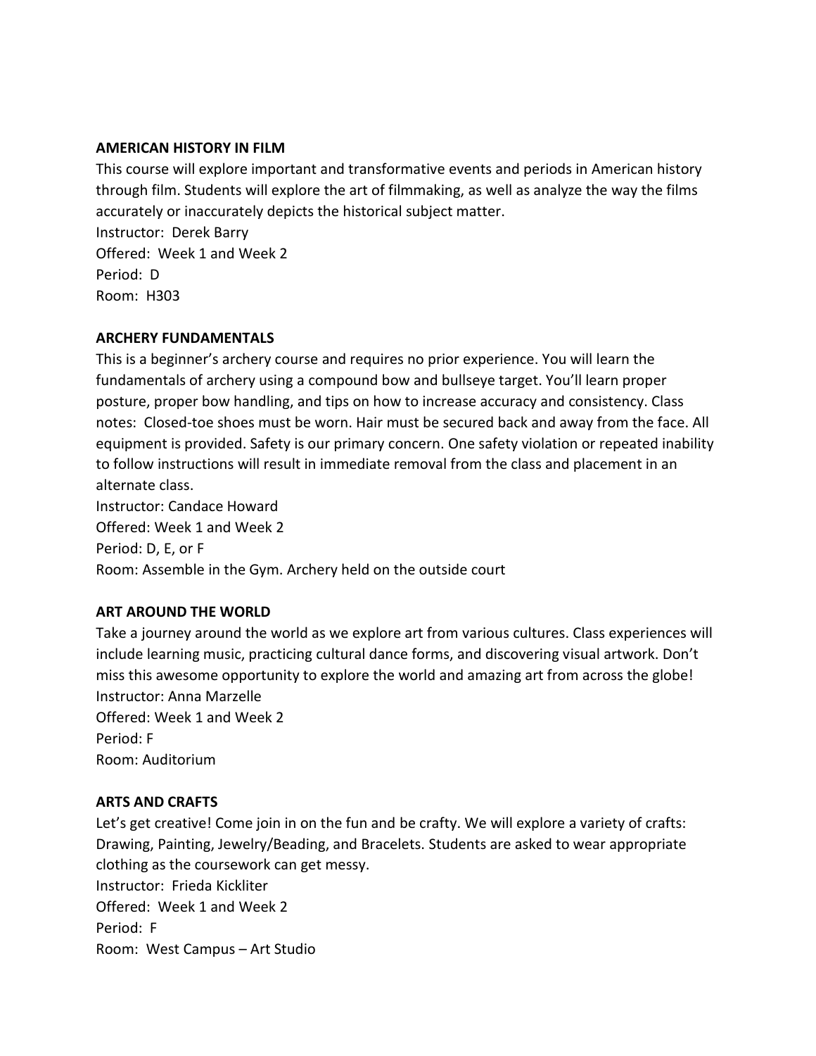**AMERICAN HISTORY IN FILM**

This course will explore important and transformative events and periods in American history through film. Students will explore the art of filmmaking, as well as analyze the way the films accurately or inaccurately depicts the historical subject matter.
Instructor: Derek Barry
Offered: Week 1 and Week 2
Period: D
Room: H303

**ARCHERY FUNDAMENTALS**

This is a beginner's archery course and requires no prior experience. You will learn the fundamentals of archery using a compound bow and bullseye target. You'll learn proper posture, proper bow handling, and tips on how to increase accuracy and consistency. Class notes: Closed-toe shoes must be worn. Hair must be secured back and away from the face. All equipment is provided. Safety is our primary concern. One safety violation or repeated inability to follow instructions will result in immediate removal from the class and placement in an alternate class.
Instructor: Candace Howard
Offered: Week 1 and Week 2
Period: D, E, or F
Room: Assemble in the Gym. Archery held on the outside court

**ART AROUND THE WORLD**

Take a journey around the world as we explore art from various cultures. Class experiences will include learning music, practicing cultural dance forms, and discovering visual artwork. Don't miss this awesome opportunity to explore the world and amazing art from across the globe!
Instructor: Anna Marzelle
Offered: Week 1 and Week 2
Period: F
Room: Auditorium

**ARTS AND CRAFTS**

Let's get creative! Come join in on the fun and be crafty. We will explore a variety of crafts: Drawing, Painting, Jewelry/Beading, and Bracelets. Students are asked to wear appropriate clothing as the coursework can get messy.
Instructor: Frieda Kickliter
Offered: Week 1 and Week 2
Period: F
Room: West Campus – Art Studio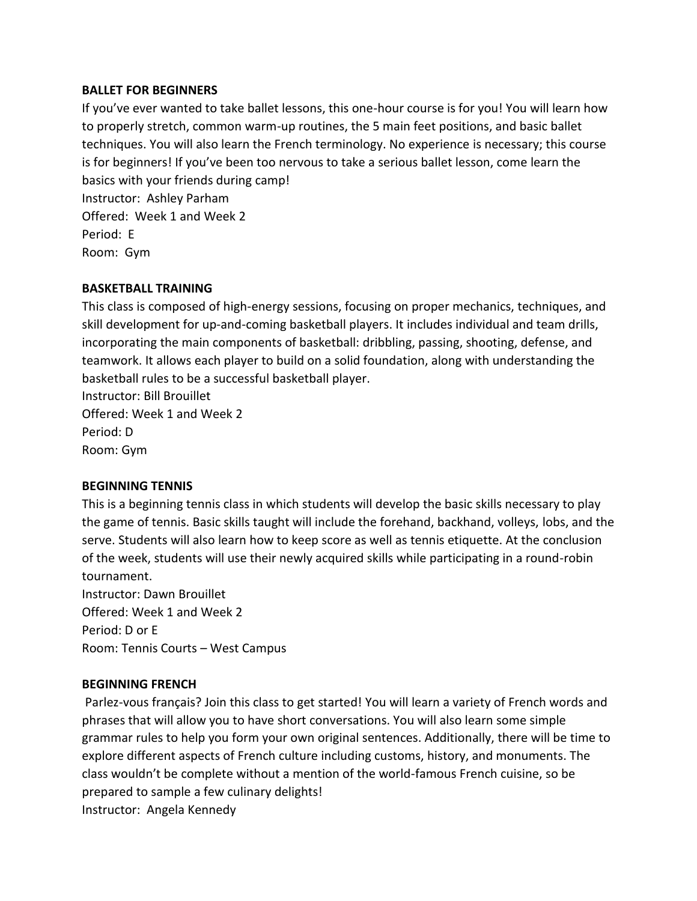**BALLET FOR BEGINNERS**

If you've ever wanted to take ballet lessons, this one-hour course is for you! You will learn how to properly stretch, common warm-up routines, the 5 main feet positions, and basic ballet techniques. You will also learn the French terminology. No experience is necessary; this course is for beginners! If you've been too nervous to take a serious ballet lesson, come learn the basics with your friends during camp!

Instructor: Ashley Parham
Offered: Week 1 and Week 2
Period: E
Room: Gym

**BASKETBALL TRAINING**

This class is composed of high-energy sessions, focusing on proper mechanics, techniques, and skill development for up-and-coming basketball players. It includes individual and team drills, incorporating the main components of basketball: dribbling, passing, shooting, defense, and teamwork. It allows each player to build on a solid foundation, along with understanding the basketball rules to be a successful basketball player.

Instructor: Bill Brouillet
Offered: Week 1 and Week 2
Period: D
Room: Gym

**BEGINNING TENNIS**

This is a beginning tennis class in which students will develop the basic skills necessary to play the game of tennis. Basic skills taught will include the forehand, backhand, volleys, lobs, and the serve. Students will also learn how to keep score as well as tennis etiquette. At the conclusion of the week, students will use their newly acquired skills while participating in a round-robin tournament.

Instructor: Dawn Brouillet
Offered: Week 1 and Week 2
Period: D or E
Room: Tennis Courts – West Campus

**BEGINNING FRENCH**

Parlez-vous français? Join this class to get started! You will learn a variety of French words and phrases that will allow you to have short conversations. You will also learn some simple grammar rules to help you form your own original sentences. Additionally, there will be time to explore different aspects of French culture including customs, history, and monuments. The class wouldn't be complete without a mention of the world-famous French cuisine, so be prepared to sample a few culinary delights!

Instructor: Angela Kennedy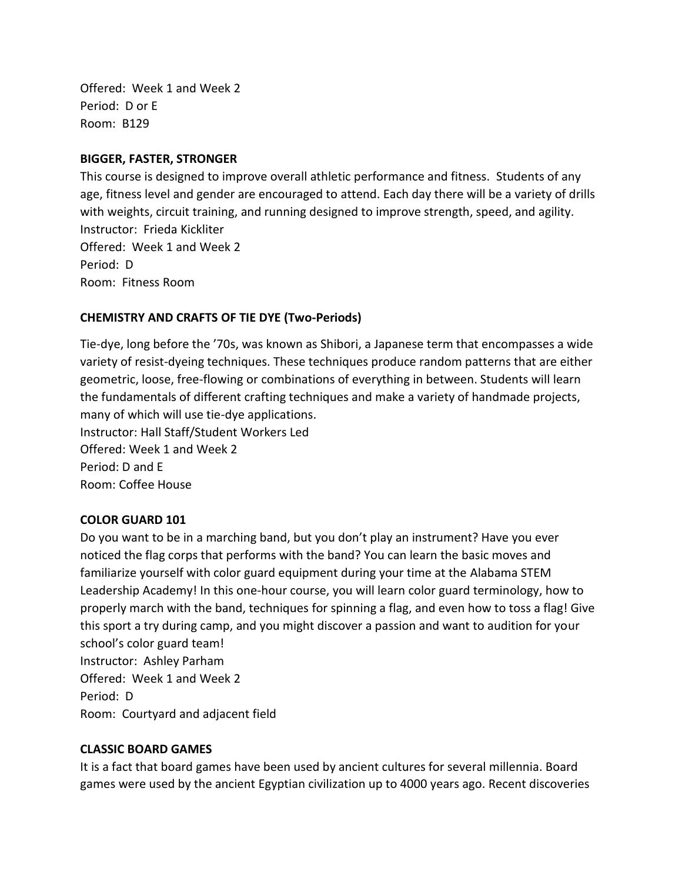Offered: Week 1 and Week 2
Period: D or E
Room: B129

**BIGGER, FASTER, STRONGER**

This course is designed to improve overall athletic performance and fitness. Students of any age, fitness level and gender are encouraged to attend. Each day there will be a variety of drills with weights, circuit training, and running designed to improve strength, speed, and agility.
Instructor: Frieda Kickliter
Offered: Week 1 and Week 2
Period: D
Room: Fitness Room

**CHEMISTRY AND CRAFTS OF TIE DYE (Two-Periods)**

Tie-dye, long before the '70s, was known as Shibori, a Japanese term that encompasses a wide variety of resist-dyeing techniques. These techniques produce random patterns that are either geometric, loose, free-flowing or combinations of everything in between. Students will learn the fundamentals of different crafting techniques and make a variety of handmade projects, many of which will use tie-dye applications.
Instructor: Hall Staff/Student Workers Led
Offered: Week 1 and Week 2
Period: D and E
Room: Coffee House

**COLOR GUARD 101**

Do you want to be in a marching band, but you don't play an instrument? Have you ever noticed the flag corps that performs with the band? You can learn the basic moves and familiarize yourself with color guard equipment during your time at the Alabama STEM Leadership Academy! In this one-hour course, you will learn color guard terminology, how to properly march with the band, techniques for spinning a flag, and even how to toss a flag! Give this sport a try during camp, and you might discover a passion and want to audition for your school's color guard team!
Instructor: Ashley Parham
Offered: Week 1 and Week 2
Period: D
Room: Courtyard and adjacent field

**CLASSIC BOARD GAMES**

It is a fact that board games have been used by ancient cultures for several millennia. Board games were used by the ancient Egyptian civilization up to 4000 years ago. Recent discoveries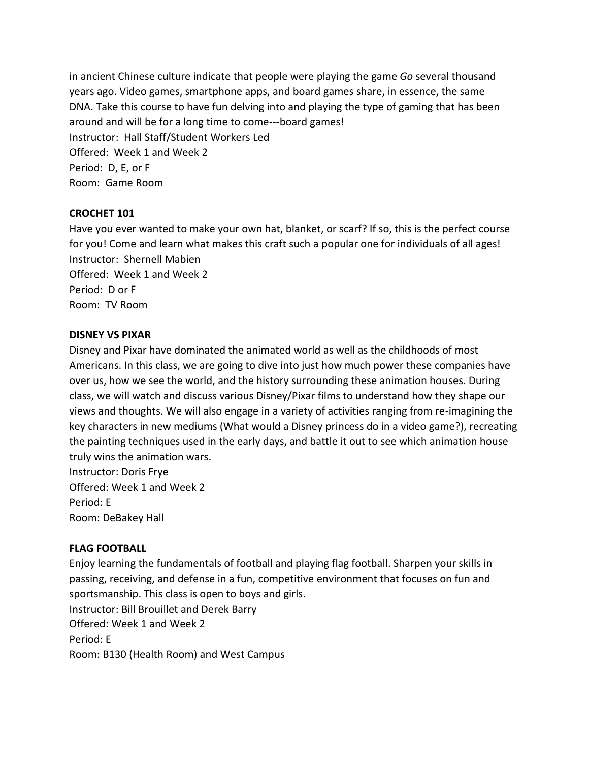in ancient Chinese culture indicate that people were playing the game *Go* several thousand years ago. Video games, smartphone apps, and board games share, in essence, the same DNA. Take this course to have fun delving into and playing the type of gaming that has been around and will be for a long time to come---board games!
Instructor: Hall Staff/Student Workers Led
Offered: Week 1 and Week 2
Period: D, E, or F
Room: Game Room

**CROCHET 101**

Have you ever wanted to make your own hat, blanket, or scarf? If so, this is the perfect course for you! Come and learn what makes this craft such a popular one for individuals of all ages!
Instructor: Shernell Mabien
Offered: Week 1 and Week 2
Period: D or F
Room: TV Room

**DISNEY VS PIXAR**

Disney and Pixar have dominated the animated world as well as the childhoods of most Americans. In this class, we are going to dive into just how much power these companies have over us, how we see the world, and the history surrounding these animation houses. During class, we will watch and discuss various Disney/Pixar films to understand how they shape our views and thoughts. We will also engage in a variety of activities ranging from re-imagining the key characters in new mediums (What would a Disney princess do in a video game?), recreating the painting techniques used in the early days, and battle it out to see which animation house truly wins the animation wars.
Instructor: Doris Frye
Offered: Week 1 and Week 2
Period: E
Room: DeBakey Hall

**FLAG FOOTBALL**

Enjoy learning the fundamentals of football and playing flag football. Sharpen your skills in passing, receiving, and defense in a fun, competitive environment that focuses on fun and sportsmanship. This class is open to boys and girls.
Instructor: Bill Brouillet and Derek Barry
Offered: Week 1 and Week 2
Period: E
Room: B130 (Health Room) and West Campus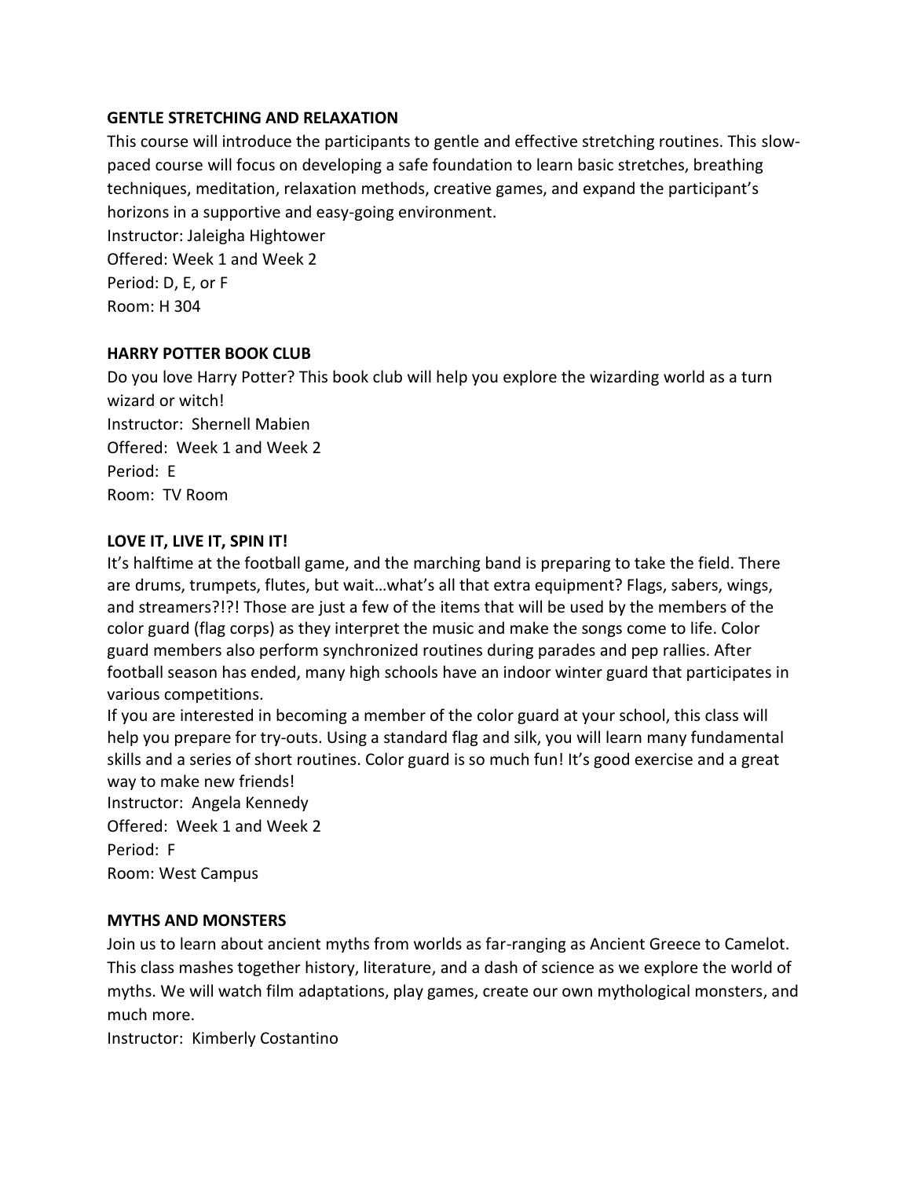**GENTLE STRETCHING AND RELAXATION**

This course will introduce the participants to gentle and effective stretching routines. This slow-paced course will focus on developing a safe foundation to learn basic stretches, breathing techniques, meditation, relaxation methods, creative games, and expand the participant's horizons in a supportive and easy-going environment.

Instructor: Jaleigha Hightower
Offered: Week 1 and Week 2
Period: D, E, or F
Room: H 304

**HARRY POTTER BOOK CLUB**

Do you love Harry Potter? This book club will help you explore the wizarding world as a turn wizard or witch!

Instructor: Shernell Mabien
Offered: Week 1 and Week 2
Period: E
Room: TV Room

**LOVE IT, LIVE IT, SPIN IT!**

It's halftime at the football game, and the marching band is preparing to take the field. There are drums, trumpets, flutes, but wait…what's all that extra equipment? Flags, sabers, wings, and streamers?!?! Those are just a few of the items that will be used by the members of the color guard (flag corps) as they interpret the music and make the songs come to life. Color guard members also perform synchronized routines during parades and pep rallies. After football season has ended, many high schools have an indoor winter guard that participates in various competitions.

If you are interested in becoming a member of the color guard at your school, this class will help you prepare for try-outs. Using a standard flag and silk, you will learn many fundamental skills and a series of short routines. Color guard is so much fun! It's good exercise and a great way to make new friends!

Instructor: Angela Kennedy
Offered: Week 1 and Week 2
Period: F
Room: West Campus

**MYTHS AND MONSTERS**

Join us to learn about ancient myths from worlds as far-ranging as Ancient Greece to Camelot. This class mashes together history, literature, and a dash of science as we explore the world of myths. We will watch film adaptations, play games, create our own mythological monsters, and much more.

Instructor: Kimberly Costantino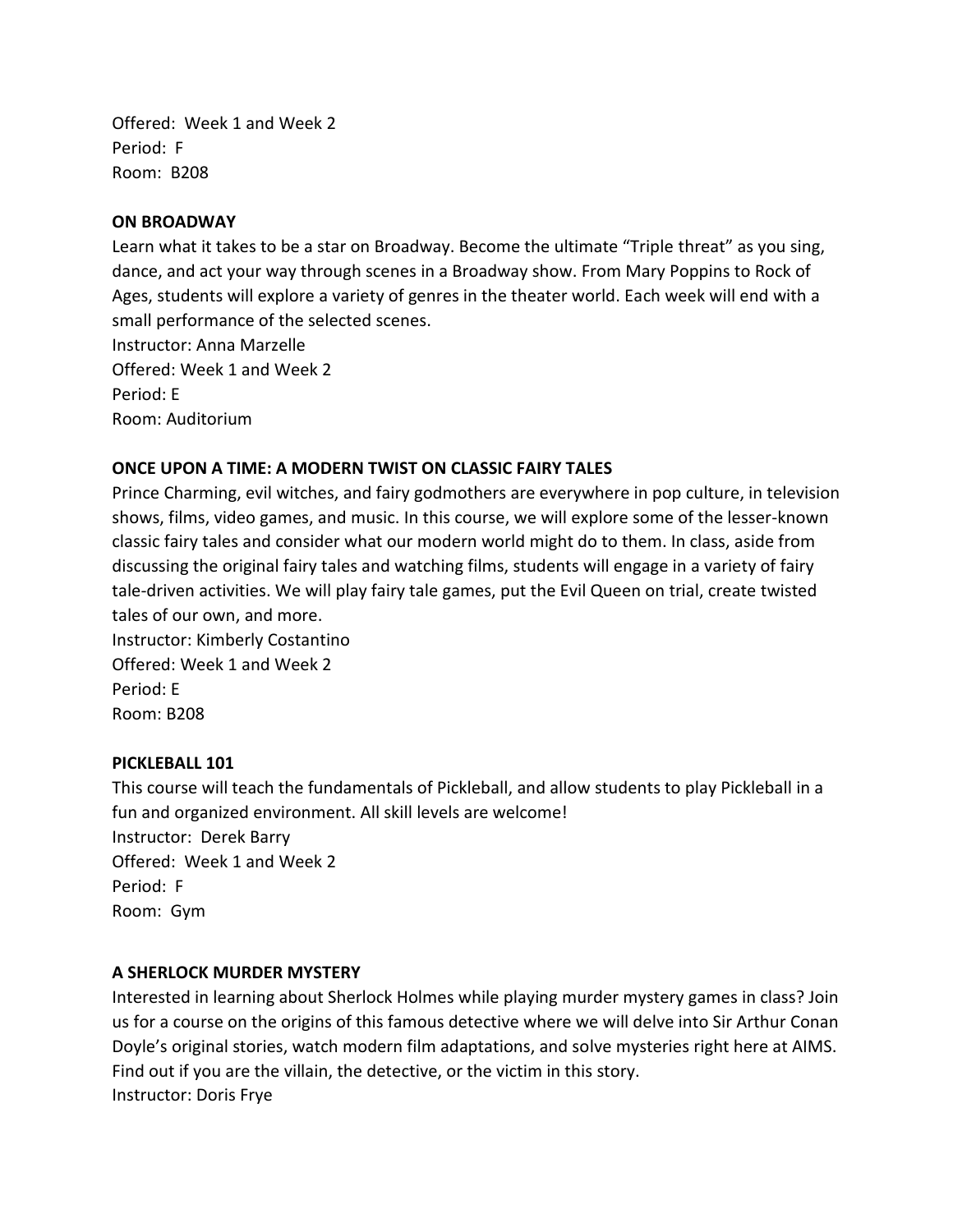Offered: Week 1 and Week 2
Period: F
Room: B208

**ON BROADWAY**

Learn what it takes to be a star on Broadway. Become the ultimate "Triple threat" as you sing, dance, and act your way through scenes in a Broadway show. From Mary Poppins to Rock of Ages, students will explore a variety of genres in the theater world. Each week will end with a small performance of the selected scenes.
Instructor: Anna Marzelle
Offered: Week 1 and Week 2
Period: E
Room: Auditorium

**ONCE UPON A TIME: A MODERN TWIST ON CLASSIC FAIRY TALES**

Prince Charming, evil witches, and fairy godmothers are everywhere in pop culture, in television shows, films, video games, and music. In this course, we will explore some of the lesser-known classic fairy tales and consider what our modern world might do to them. In class, aside from discussing the original fairy tales and watching films, students will engage in a variety of fairy tale-driven activities. We will play fairy tale games, put the Evil Queen on trial, create twisted tales of our own, and more.
Instructor: Kimberly Costantino
Offered: Week 1 and Week 2
Period: E
Room: B208

**PICKLEBALL 101**

This course will teach the fundamentals of Pickleball, and allow students to play Pickleball in a fun and organized environment. All skill levels are welcome!
Instructor: Derek Barry
Offered: Week 1 and Week 2
Period: F
Room: Gym

**A SHERLOCK MURDER MYSTERY**

Interested in learning about Sherlock Holmes while playing murder mystery games in class? Join us for a course on the origins of this famous detective where we will delve into Sir Arthur Conan Doyle's original stories, watch modern film adaptations, and solve mysteries right here at AIMS. Find out if you are the villain, the detective, or the victim in this story.
Instructor: Doris Frye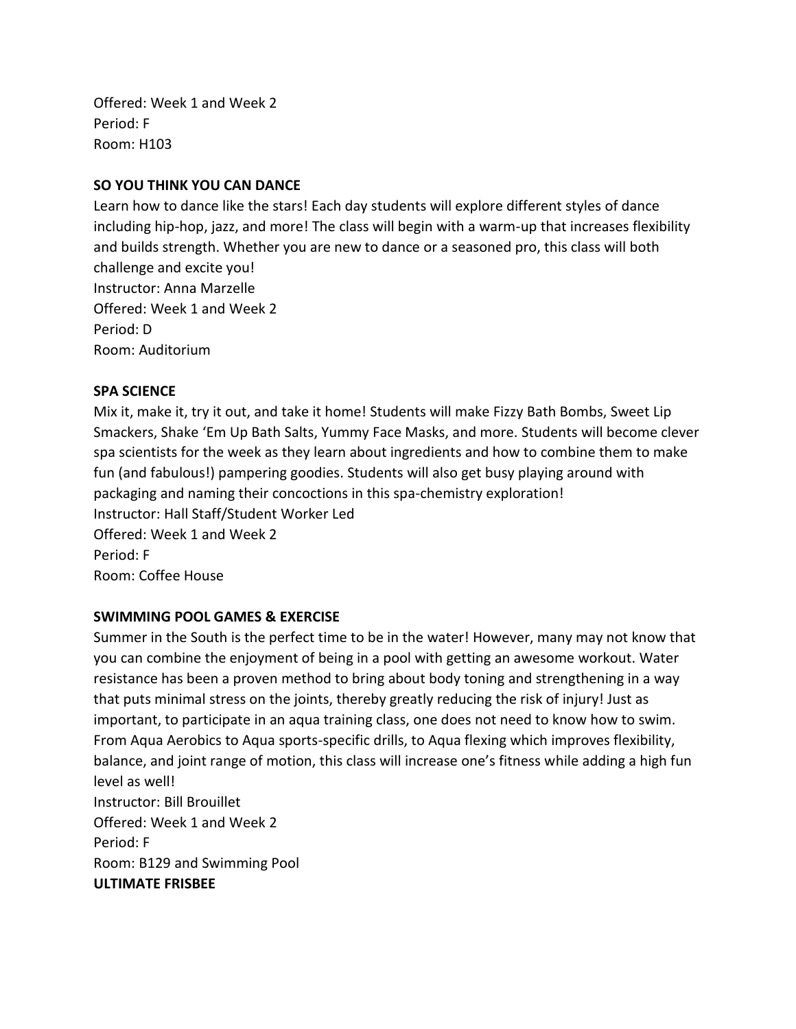Offered: Week 1 and Week 2
Period: F
Room: H103

**SO YOU THINK YOU CAN DANCE**

Learn how to dance like the stars! Each day students will explore different styles of dance including hip-hop, jazz, and more! The class will begin with a warm-up that increases flexibility and builds strength. Whether you are new to dance or a seasoned pro, this class will both challenge and excite you!
Instructor: Anna Marzelle
Offered: Week 1 and Week 2
Period: D
Room: Auditorium

**SPA SCIENCE**

Mix it, make it, try it out, and take it home! Students will make Fizzy Bath Bombs, Sweet Lip Smackers, Shake 'Em Up Bath Salts, Yummy Face Masks, and more. Students will become clever spa scientists for the week as they learn about ingredients and how to combine them to make fun (and fabulous!) pampering goodies. Students will also get busy playing around with packaging and naming their concoctions in this spa-chemistry exploration!
Instructor: Hall Staff/Student Worker Led
Offered: Week 1 and Week 2
Period: F
Room: Coffee House

**SWIMMING POOL GAMES & EXERCISE**

Summer in the South is the perfect time to be in the water! However, many may not know that you can combine the enjoyment of being in a pool with getting an awesome workout. Water resistance has been a proven method to bring about body toning and strengthening in a way that puts minimal stress on the joints, thereby greatly reducing the risk of injury! Just as important, to participate in an aqua training class, one does not need to know how to swim. From Aqua Aerobics to Aqua sports-specific drills, to Aqua flexing which improves flexibility, balance, and joint range of motion, this class will increase one's fitness while adding a high fun level as well!
Instructor: Bill Brouillet
Offered: Week 1 and Week 2
Period: F
Room: B129 and Swimming Pool

**ULTIMATE FRISBEE**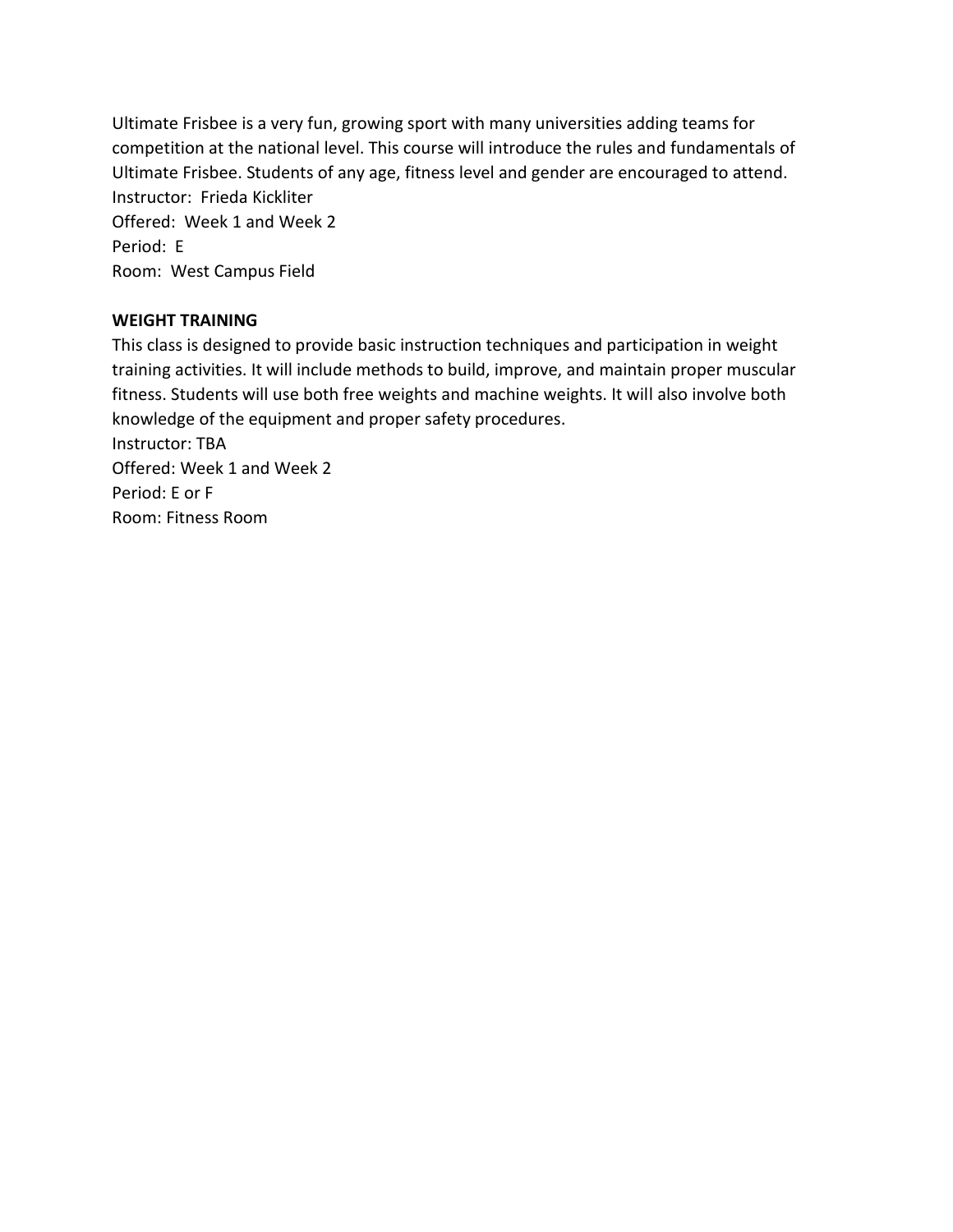Ultimate Frisbee is a very fun, growing sport with many universities adding teams for competition at the national level. This course will introduce the rules and fundamentals of Ultimate Frisbee. Students of any age, fitness level and gender are encouraged to attend.
Instructor: Frieda Kickliter
Offered: Week 1 and Week 2
Period: E
Room: West Campus Field

**WEIGHT TRAINING**

This class is designed to provide basic instruction techniques and participation in weight training activities. It will include methods to build, improve, and maintain proper muscular fitness. Students will use both free weights and machine weights. It will also involve both knowledge of the equipment and proper safety procedures.
Instructor: TBA
Offered: Week 1 and Week 2
Period: E or F
Room: Fitness Room